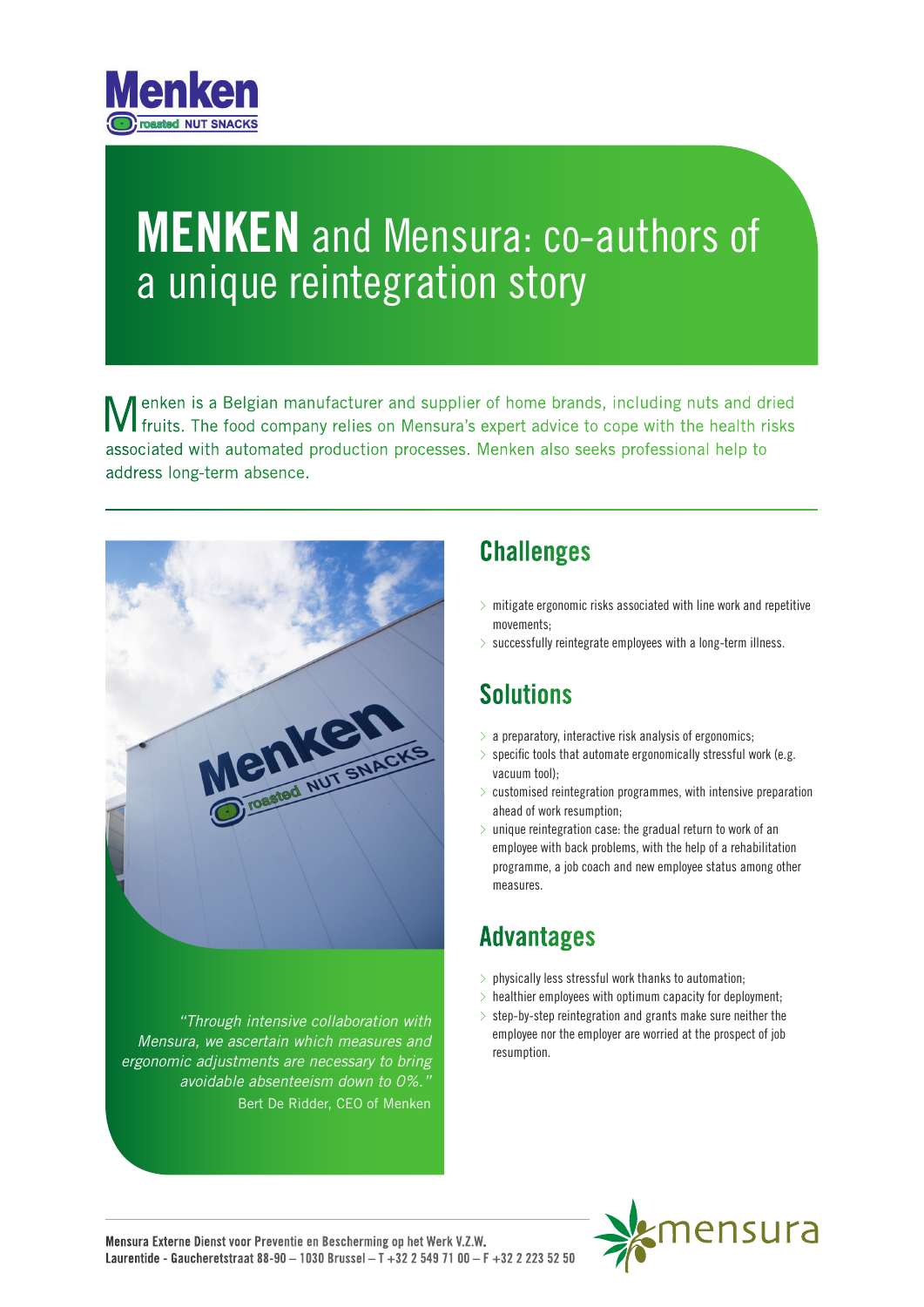# MENKEN and Mensura: co-authors of a unique reintegration story

Menken is a Belgian manufacturer and supplier of home brands, including nuts and dried fruits. The food company relies on Mensura's expert advice to cope with the health risks associated with automated production processes. Menken also seeks professional help to address long-term absence.

*"Through intensive collaboration with Mensura, we ascertain which measures and ergonomic adjustments are necessary to bring avoidable absenteeism down to 0%."*
Bert De Ridder, CEO of Menken

## Challenges

- mitigate ergonomic risks associated with line work and repetitive movements;
- successfully reintegrate employees with a long-term illness.

## Solutions

- a preparatory, interactive risk analysis of ergonomics;
- specific tools that automate ergonomically stressful work (e.g. vacuum tool);
- customised reintegration programmes, with intensive preparation ahead of work resumption;
- unique reintegration case: the gradual return to work of an employee with back problems, with the help of a rehabilitation programme, a job coach and new employee status among other measures.

## Advantages

- physically less stressful work thanks to automation;
- healthier employees with optimum capacity for deployment;
- step-by-step reintegration and grants make sure neither the employee nor the employer are worried at the prospect of job resumption.

**Mensura Externe Dienst voor Preventie en Bescherming op het Werk V.Z.W.**
**Laurentide - Gaucheretstraat 88-90 – 1030 Brussel – T +32 2 549 71 00 – F +32 2 223 52 50**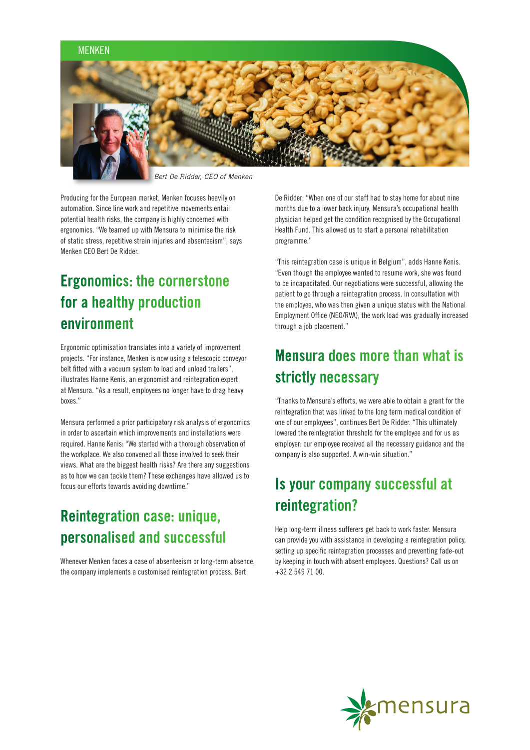MENKEN

*Bert De Ridder, CEO of Menken*

Producing for the European market, Menken focuses heavily on automation. Since line work and repetitive movements entail potential health risks, the company is highly concerned with ergonomics. "We teamed up with Mensura to minimise the risk of static stress, repetitive strain injuries and absenteeism", says Menken CEO Bert De Ridder.

## Ergonomics: the cornerstone for a healthy production environment

Ergonomic optimisation translates into a variety of improvement projects. "For instance, Menken is now using a telescopic conveyor belt fitted with a vacuum system to load and unload trailers", illustrates Hanne Kenis, an ergonomist and reintegration expert at Mensura. "As a result, employees no longer have to drag heavy boxes."

Mensura performed a prior participatory risk analysis of ergonomics in order to ascertain which improvements and installations were required. Hanne Kenis: "We started with a thorough observation of the workplace. We also convened all those involved to seek their views. What are the biggest health risks? Are there any suggestions as to how we can tackle them? These exchanges have allowed us to focus our efforts towards avoiding downtime."

## Reintegration case: unique, personalised and successful

Whenever Menken faces a case of absenteeism or long-term absence, the company implements a customised reintegration process. Bert De Ridder: "When one of our staff had to stay home for about nine months due to a lower back injury, Mensura's occupational health physician helped get the condition recognised by the Occupational Health Fund. This allowed us to start a personal rehabilitation programme."

"This reintegration case is unique in Belgium", adds Hanne Kenis. "Even though the employee wanted to resume work, she was found to be incapacitated. Our negotiations were successful, allowing the patient to go through a reintegration process. In consultation with the employee, who was then given a unique status with the National Employment Office (NEO/RVA), the work load was gradually increased through a job placement."

## Mensura does more than what is strictly necessary

"Thanks to Mensura's efforts, we were able to obtain a grant for the reintegration that was linked to the long term medical condition of one of our employees", continues Bert De Ridder. "This ultimately lowered the reintegration threshold for the employee and for us as employer: our employee received all the necessary guidance and the company is also supported. A win-win situation."

## Is your company successful at reintegration?

Help long-term illness sufferers get back to work faster. Mensura can provide you with assistance in developing a reintegration policy, setting up specific reintegration processes and preventing fade-out by keeping in touch with absent employees. Questions? Call us on +32 2 549 71 00.

mensura